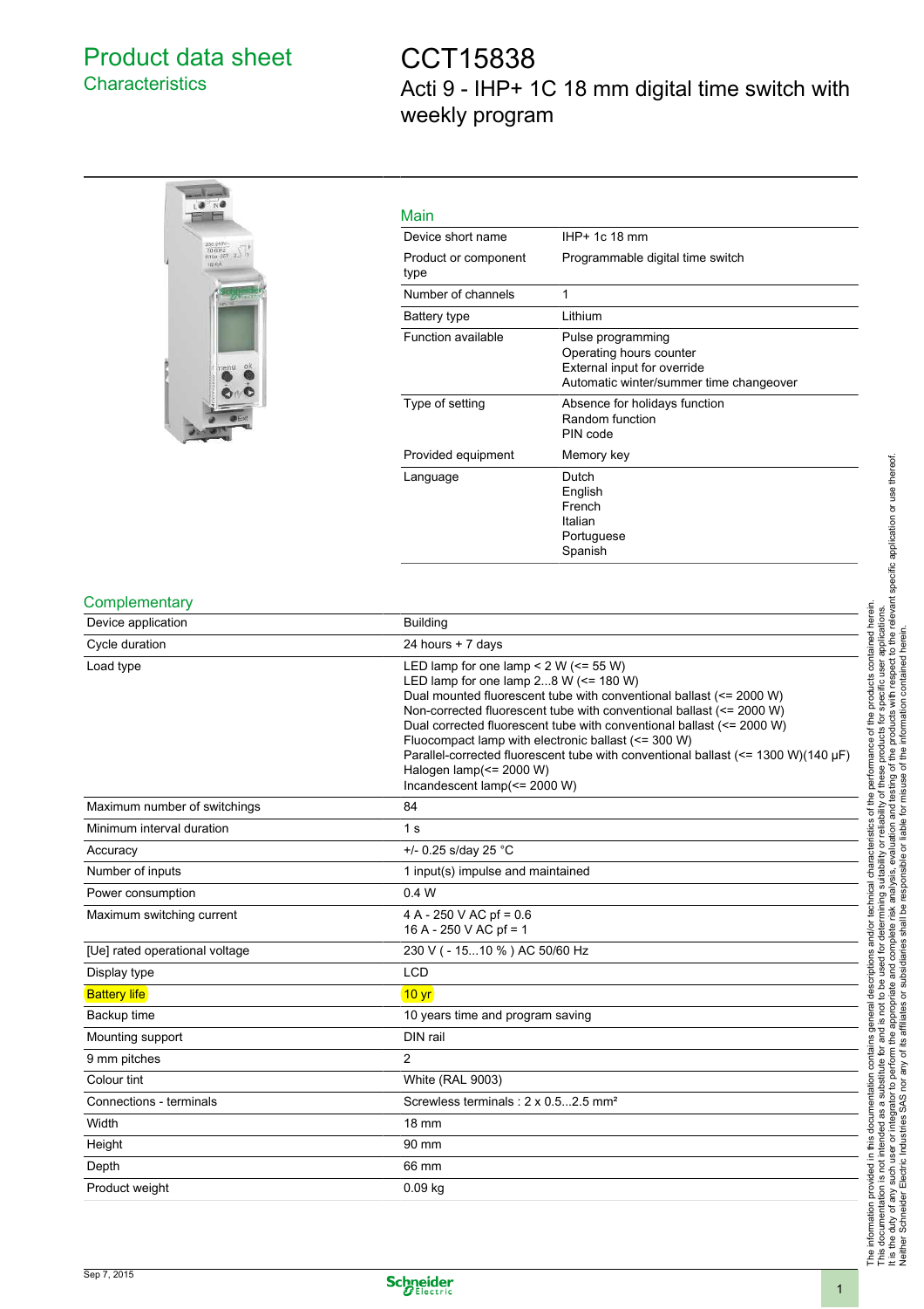# Product data sheet
## Characteristics

# CCT15838
## Acti 9 - IHP+ 1C 18 mm digital time switch with weekly program

### Main

| | |
|---|---|
| Device short name | IHP+ 1c 18 mm |
| Product or component type | Programmable digital time switch |
| Number of channels | 1 |
| Battery type | Lithium |
| Function available | Pulse programming<br>Operating hours counter<br>External input for override<br>Automatic winter/summer time changeover |
| Type of setting | Absence for holidays function<br>Random function<br>PIN code |
| Provided equipment | Memory key |
| Language | Dutch<br>English<br>French<br>Italian<br>Portuguese<br>Spanish |

### Complementary

| | |
|---|---|
| Device application | Building |
| Cycle duration | 24 hours + 7 days |
| Load type | LED lamp for one lamp < 2 W (<= 55 W)<br>LED lamp for one lamp 2...8 W (<= 180 W)<br>Dual mounted fluorescent tube with conventional ballast (<= 2000 W)<br>Non-corrected fluorescent tube with conventional ballast (<= 2000 W)<br>Dual corrected fluorescent tube with conventional ballast (<= 2000 W)<br>Fluocompact lamp with electronic ballast (<= 300 W)<br>Parallel-corrected fluorescent tube with conventional ballast (<= 1300 W)(140 µF)<br>Halogen lamp(<= 2000 W)<br>Incandescent lamp(<= 2000 W) |
| Maximum number of switchings | 84 |
| Minimum interval duration | 1 s |
| Accuracy | +/- 0.25 s/day 25 °C |
| Number of inputs | 1 input(s) impulse and maintained |
| Power consumption | 0.4 W |
| Maximum switching current | 4 A - 250 V AC pf = 0.6<br>16 A - 250 V AC pf = 1 |
| [Ue] rated operational voltage | 230 V ( - 15...10 % ) AC 50/60 Hz |
| Display type | LCD |
| Battery life | 10 yr |
| Backup time | 10 years time and program saving |
| Mounting support | DIN rail |
| 9 mm pitches | 2 |
| Colour tint | White (RAL 9003) |
| Connections - terminals | Screwless terminals : 2 x 0.5...2.5 mm² |
| Width | 18 mm |
| Height | 90 mm |
| Depth | 66 mm |
| Product weight | 0.09 kg |

The information provided in this documentation contains general descriptions and/or technical characteristics of the performance of the products contained herein. This documentation is not intended as a substitute for and is not to be used for determining suitability or reliability of these products for specific user applications. It is the duty of any such user or integrator to perform the appropriate and complete risk analysis, evaluation and testing of the products with respect to the relevant specific application or use thereof. Neither Schneider Electric Industries SAS nor any of its affiliates or subsidiaries shall be responsible or liable for misuse of the information contained herein.

Sep 7, 2015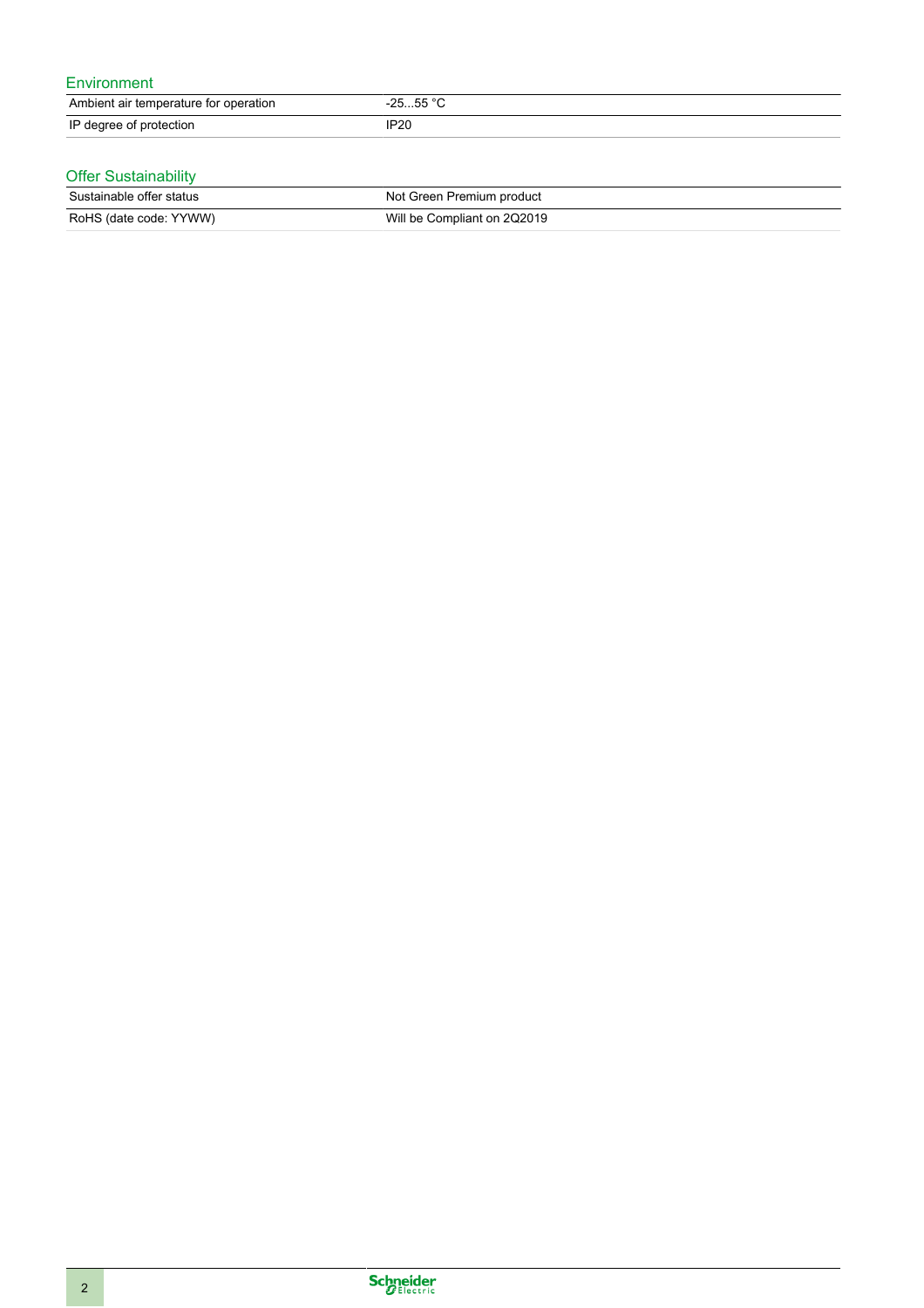## Environment

| | |
|---|---|
| Ambient air temperature for operation | -25...55 °C |
| IP degree of protection | IP20 |

## Offer Sustainability

| | |
|---|---|
| Sustainable offer status | Not Green Premium product |
| RoHS (date code: YYWW) | Will be Compliant on 2Q2019 |